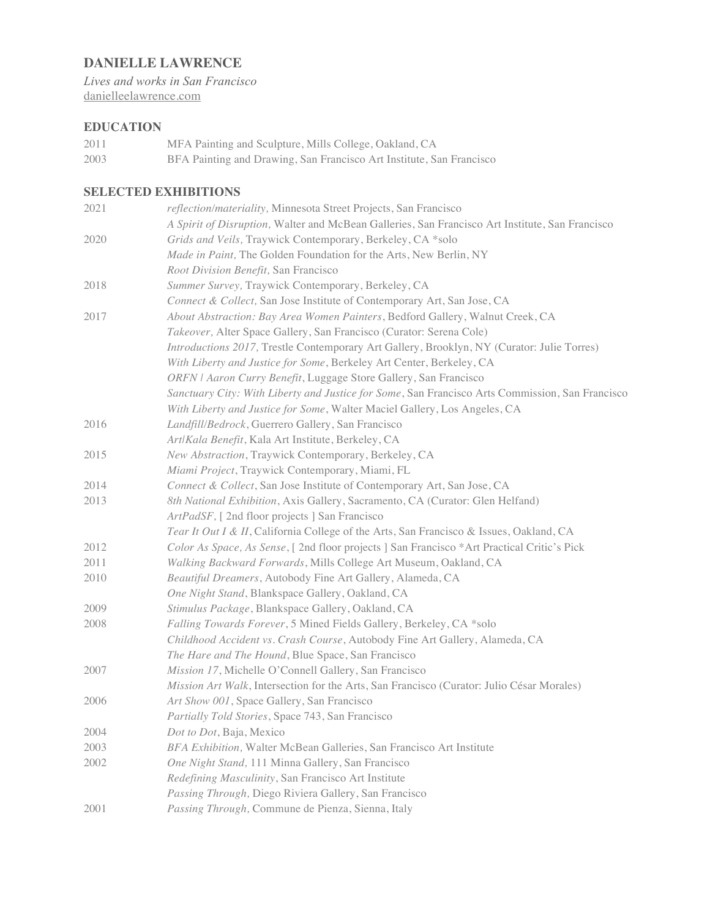# DANIELLE LAWRENCE

*Lives and works in San Francisco*
danielleelawrence.com

## EDUCATION

| | |
|---|---|
| 2011 | MFA Painting and Sculpture, Mills College, Oakland, CA |
| 2003 | BFA Painting and Drawing, San Francisco Art Institute, San Francisco |

## SELECTED EXHIBITIONS

| | |
|---|---|
| 2021 | *reflection/materiality,* Minnesota Street Projects, San Francisco |
| | *A Spirit of Disruption,* Walter and McBean Galleries, San Francisco Art Institute, San Francisco |
| 2020 | *Grids and Veils,* Traywick Contemporary, Berkeley, CA *solo |
| | *Made in Paint,* The Golden Foundation for the Arts, New Berlin, NY |
| | *Root Division Benefit,* San Francisco |
| 2018 | *Summer Survey,* Traywick Contemporary, Berkeley, CA |
| | *Connect & Collect,* San Jose Institute of Contemporary Art, San Jose, CA |
| 2017 | *About Abstraction: Bay Area Women Painters*, Bedford Gallery, Walnut Creek, CA |
| | *Takeover,* Alter Space Gallery, San Francisco (Curator: Serena Cole) |
| | *Introductions 2017,* Trestle Contemporary Art Gallery, Brooklyn, NY (Curator: Julie Torres) |
| | *With Liberty and Justice for Some*, Berkeley Art Center, Berkeley, CA |
| | *ORFN / Aaron Curry Benefit*, Luggage Store Gallery, San Francisco |
| | *Sanctuary City: With Liberty and Justice for Some*, San Francisco Arts Commission, San Francisco |
| | *With Liberty and Justice for Some*, Walter Maciel Gallery, Los Angeles, CA |
| 2016 | *Landfill/Bedrock*, Guerrero Gallery, San Francisco |
| | *Art/Kala Benefit*, Kala Art Institute, Berkeley, CA |
| 2015 | *New Abstraction*, Traywick Contemporary, Berkeley, CA |
| | *Miami Project*, Traywick Contemporary, Miami, FL |
| 2014 | *Connect & Collect*, San Jose Institute of Contemporary Art, San Jose, CA |
| 2013 | *8th National Exhibition*, Axis Gallery, Sacramento, CA (Curator: Glen Helfand) |
| | *ArtPadSF,* [ 2nd floor projects ] San Francisco |
| | *Tear It Out I & II*, California College of the Arts, San Francisco & Issues, Oakland, CA |
| 2012 | *Color As Space, As Sense*, [ 2nd floor projects ] San Francisco *Art Practical Critic's Pick |
| 2011 | *Walking Backward Forwards*, Mills College Art Museum, Oakland, CA |
| 2010 | *Beautiful Dreamers*, Autobody Fine Art Gallery, Alameda, CA |
| | *One Night Stand*, Blankspace Gallery, Oakland, CA |
| 2009 | *Stimulus Package*, Blankspace Gallery, Oakland, CA |
| 2008 | *Falling Towards Forever*, 5 Mined Fields Gallery, Berkeley, CA *solo |
| | *Childhood Accident vs. Crash Course*, Autobody Fine Art Gallery, Alameda, CA |
| | *The Hare and The Hound*, Blue Space, San Francisco |
| 2007 | *Mission 17*, Michelle O'Connell Gallery, San Francisco |
| | *Mission Art Walk*, Intersection for the Arts, San Francisco (Curator: Julio César Morales) |
| 2006 | *Art Show 001*, Space Gallery, San Francisco |
| | *Partially Told Stories*, Space 743, San Francisco |
| 2004 | *Dot to Dot*, Baja, Mexico |
| 2003 | *BFA Exhibition,* Walter McBean Galleries, San Francisco Art Institute |
| 2002 | *One Night Stand,* 111 Minna Gallery, San Francisco |
| | *Redefining Masculinity*, San Francisco Art Institute |
| | *Passing Through,* Diego Riviera Gallery, San Francisco |
| 2001 | *Passing Through,* Commune de Pienza, Sienna, Italy |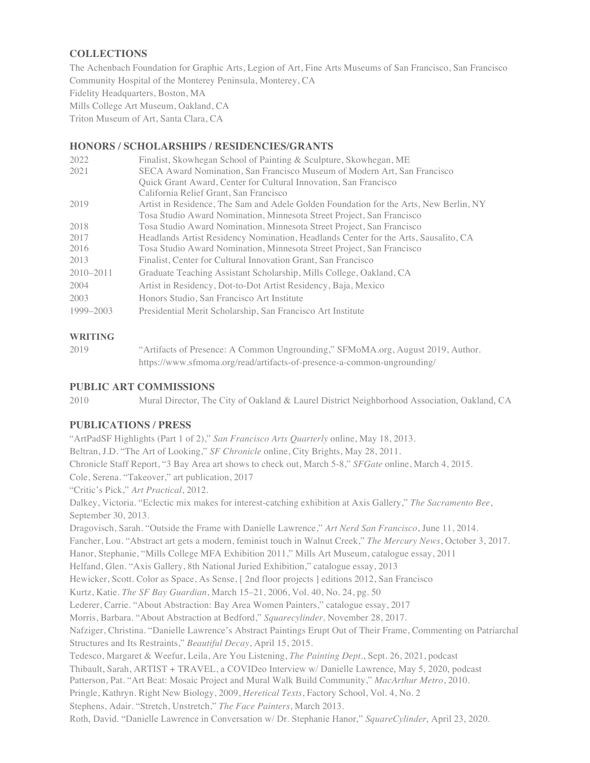## COLLECTIONS

The Achenbach Foundation for Graphic Arts, Legion of Art, Fine Arts Museums of San Francisco, San Francisco
Community Hospital of the Monterey Peninsula, Monterey, CA
Fidelity Headquarters, Boston, MA
Mills College Art Museum, Oakland, CA
Triton Museum of Art, Santa Clara, CA

## HONORS / SCHOLARSHIPS / RESIDENCIES/GRANTS

| | |
|---|---|
| 2022 | Finalist, Skowhegan School of Painting & Sculpture, Skowhegan, ME |
| 2021 | SECA Award Nomination, San Francisco Museum of Modern Art, San Francisco |
| | Quick Grant Award, Center for Cultural Innovation, San Francisco |
| | California Relief Grant, San Francisco |
| 2019 | Artist in Residence, The Sam and Adele Golden Foundation for the Arts, New Berlin, NY |
| | Tosa Studio Award Nomination, Minnesota Street Project, San Francisco |
| 2018 | Tosa Studio Award Nomination, Minnesota Street Project, San Francisco |
| 2017 | Headlands Artist Residency Nomination, Headlands Center for the Arts, Sausalito, CA |
| 2016 | Tosa Studio Award Nomination, Minnesota Street Project, San Francisco |
| 2013 | Finalist, Center for Cultural Innovation Grant, San Francisco |
| 2010–2011 | Graduate Teaching Assistant Scholarship, Mills College, Oakland, CA |
| 2004 | Artist in Residency, Dot-to-Dot Artist Residency, Baja, Mexico |
| 2003 | Honors Studio, San Francisco Art Institute |
| 1999–2003 | Presidential Merit Scholarship, San Francisco Art Institute |

## WRITING

| | |
|---|---|
| 2019 | "Artifacts of Presence: A Common Ungrounding," SFMoMA.org, August 2019, Author. https://www.sfmoma.org/read/artifacts-of-presence-a-common-ungrounding/ |

## PUBLIC ART COMMISSIONS

| | |
|---|---|
| 2010 | Mural Director, The City of Oakland & Laurel District Neighborhood Association, Oakland, CA |

## PUBLICATIONS / PRESS

"ArtPadSF Highlights (Part 1 of 2)," *San Francisco Arts Quarterly* online, May 18, 2013.
Beltran, J.D. "The Art of Looking," *SF Chronicle* online, City Brights, May 28, 2011.
Chronicle Staff Report, "3 Bay Area art shows to check out, March 5-8," *SFGate* online, March 4, 2015.
Cole, Serena. "Takeover," art publication, 2017
"Critic's Pick," *Art Practical*, 2012.
Dalkey, Victoria. "Eclectic mix makes for interest-catching exhibition at Axis Gallery," *The Sacramento Bee*, September 30, 2013.
Dragovisch, Sarah. "Outside the Frame with Danielle Lawrence," *Art Nerd San Francisco*, June 11, 2014.
Fancher, Lou. "Abstract art gets a modern, feminist touch in Walnut Creek," *The Mercury News*, October 3, 2017.
Hanor, Stephanie, "Mills College MFA Exhibition 2011," Mills Art Museum, catalogue essay, 2011
Helfand, Glen. "Axis Gallery, 8th National Juried Exhibition," catalogue essay, 2013
Hewicker, Scott. Color as Space, As Sense, [ 2nd floor projects ] editions 2012, San Francisco
Kurtz, Katie. *The SF Bay Guardian*, March 15–21, 2006, Vol. 40, No. 24, pg. 50
Lederer, Carrie. "About Abstraction: Bay Area Women Painters," catalogue essay, 2017
Morris, Barbara. "About Abstraction at Bedford," *Squarecylinder,* November 28, 2017.
Nafziger, Christina. "Danielle Lawrence's Abstract Paintings Erupt Out of Their Frame, Commenting on Patriarchal Structures and Its Restraints," *Beautiful Decay*, April 15, 2015.
Tedesco, Margaret & Weefur, Leila, Are You Listening, *The Painting Dept.*, Sept. 26, 2021, podcast
Thibault, Sarah, ARTIST + TRAVEL, a COVIDeo Interview w/ Danielle Lawrence, May 5, 2020, podcast
Patterson, Pat. "Art Beat: Mosaic Project and Mural Walk Build Community," *MacArthur Metro*, 2010.
Pringle, Kathryn. Right New Biology, 2009, *Heretical Texts*, Factory School, Vol. 4, No. 2
Stephens, Adair. "Stretch, Unstretch," *The Face Painters*, March 2013.
Roth, David. "Danielle Lawrence in Conversation w/ Dr. Stephanie Hanor," *SquareCylinder*, April 23, 2020.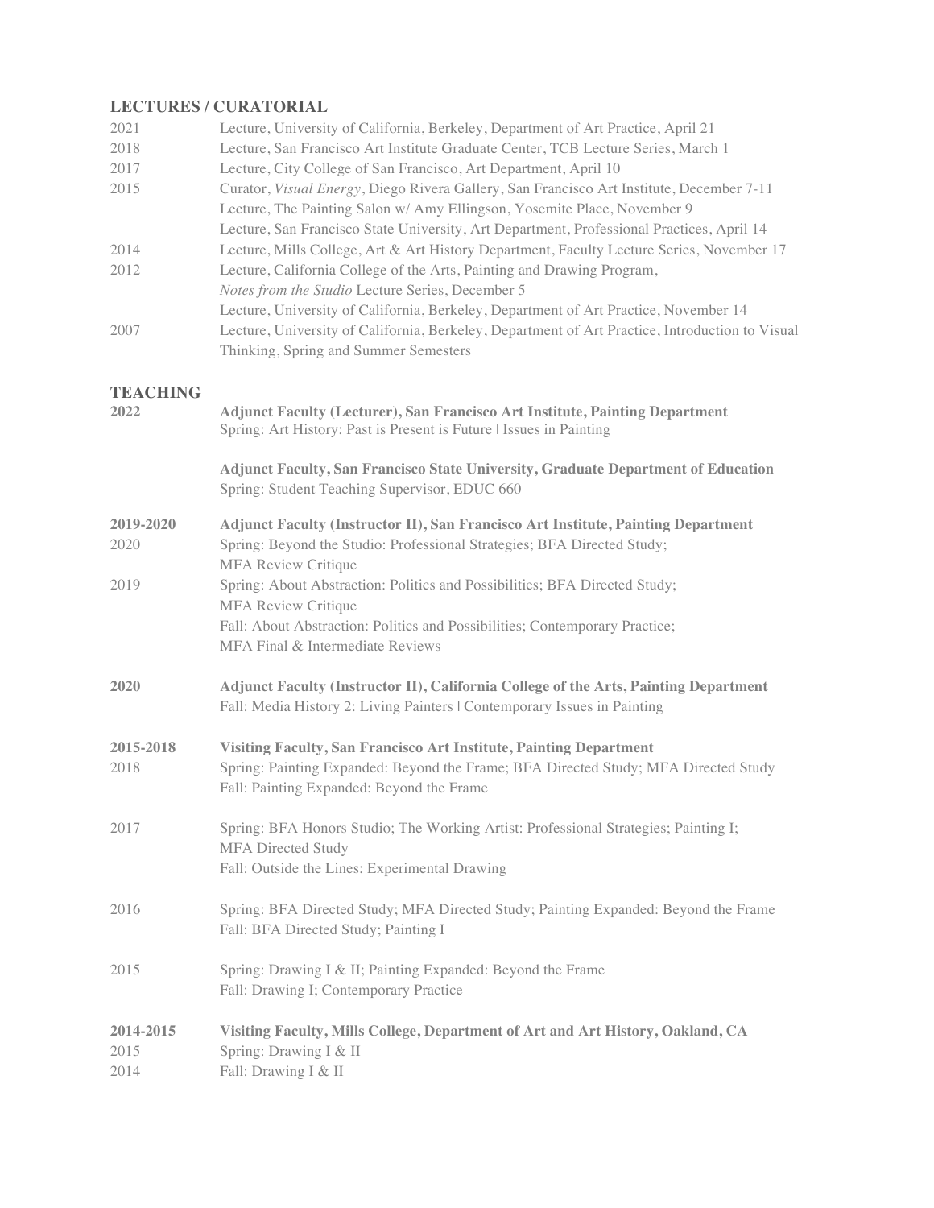## LECTURES / CURATORIAL

2021 Lecture, University of California, Berkeley, Department of Art Practice, April 21

2018 Lecture, San Francisco Art Institute Graduate Center, TCB Lecture Series, March 1

2017 Lecture, City College of San Francisco, Art Department, April 10

2015 Curator, *Visual Energy*, Diego Rivera Gallery, San Francisco Art Institute, December 7-11
Lecture, The Painting Salon w/ Amy Ellingson, Yosemite Place, November 9
Lecture, San Francisco State University, Art Department, Professional Practices, April 14

2014 Lecture, Mills College, Art & Art History Department, Faculty Lecture Series, November 17

2012 Lecture, California College of the Arts, Painting and Drawing Program, *Notes from the Studio* Lecture Series, December 5
Lecture, University of California, Berkeley, Department of Art Practice, November 14

2007 Lecture, University of California, Berkeley, Department of Art Practice, Introduction to Visual Thinking, Spring and Summer Semesters

## TEACHING

**2022** **Adjunct Faculty (Lecturer), San Francisco Art Institute, Painting Department**
Spring: Art History: Past is Present is Future | Issues in Painting

**Adjunct Faculty, San Francisco State University, Graduate Department of Education**
Spring: Student Teaching Supervisor, EDUC 660

**2019-2020** **Adjunct Faculty (Instructor II), San Francisco Art Institute, Painting Department**

2020 Spring: Beyond the Studio: Professional Strategies; BFA Directed Study; MFA Review Critique

2019 Spring: About Abstraction: Politics and Possibilities; BFA Directed Study; MFA Review Critique
Fall: About Abstraction: Politics and Possibilities; Contemporary Practice; MFA Final & Intermediate Reviews

**2020** **Adjunct Faculty (Instructor II), California College of the Arts, Painting Department**
Fall: Media History 2: Living Painters | Contemporary Issues in Painting

**2015-2018** **Visiting Faculty, San Francisco Art Institute, Painting Department**

2018 Spring: Painting Expanded: Beyond the Frame; BFA Directed Study; MFA Directed Study
Fall: Painting Expanded: Beyond the Frame

2017 Spring: BFA Honors Studio; The Working Artist: Professional Strategies; Painting I; MFA Directed Study
Fall: Outside the Lines: Experimental Drawing

2016 Spring: BFA Directed Study; MFA Directed Study; Painting Expanded: Beyond the Frame
Fall: BFA Directed Study; Painting I

2015 Spring: Drawing I & II; Painting Expanded: Beyond the Frame
Fall: Drawing I; Contemporary Practice

**2014-2015** **Visiting Faculty, Mills College, Department of Art and Art History, Oakland, CA**

2015 Spring: Drawing I & II

2014 Fall: Drawing I & II